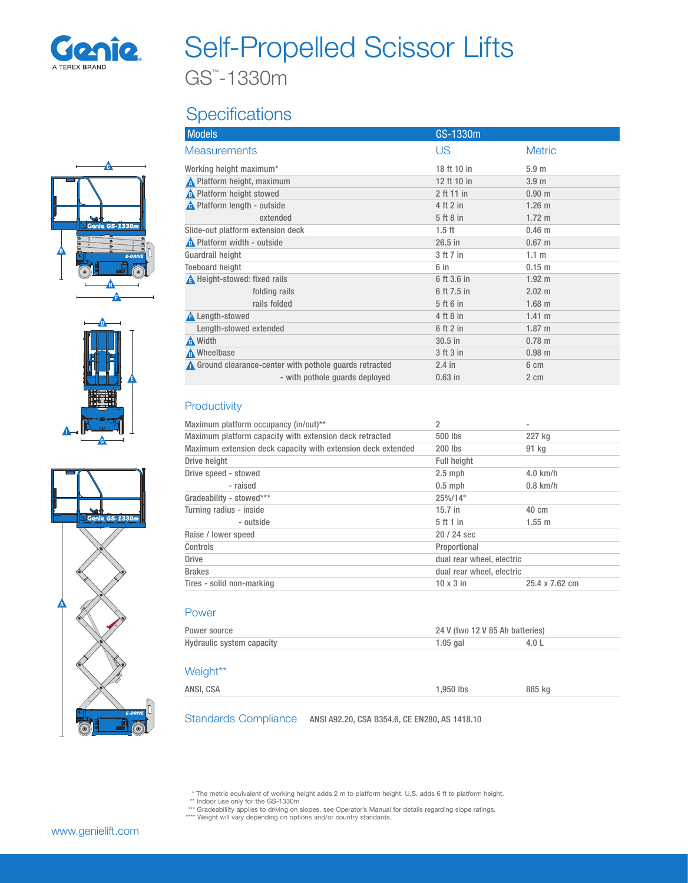# Self-Propelled Scissor Lifts

## GS™-1330m

## Specifications

| Models | GS-1330m | |
|---|---|---|
| **Measurements** | **US** | **Metric** |
| Working height maximum* | 18 ft 10 in | 5.9 m |
| A Platform height, maximum | 12 ft 10 in | 3.9 m |
| B Platform height stowed | 2 ft 11 in | 0.90 m |
| C Platform length - outside | 4 ft 2 in | 1.26 m |
| extended | 5 ft 8 in | 1.72 m |
| Slide-out platform extension deck | 1.5 ft | 0.46 m |
| D Platform width - outside | 26.5 in | 0.67 m |
| Guardrail height | 3 ft 7 in | 1.1 m |
| Toeboard height | 6 in | 0.15 m |
| E Height-stowed: fixed rails | 6 ft 3.6 in | 1.92 m |
| folding rails | 6 ft 7.5 in | 2.02 m |
| rails folded | 5 ft 6 in | 1.68 m |
| F Length-stowed | 4 ft 8 in | 1.41 m |
| Length-stowed extended | 6 ft 2 in | 1.87 m |
| G Width | 30.5 in | 0.78 m |
| H Wheelbase | 3 ft 3 in | 0.98 m |
| I Ground clearance-center with pothole guards retracted | 2.4 in | 6 cm |
| - with pothole guards deployed | 0.63 in | 2 cm |

### Productivity

| | | |
|---|---|---|
| Maximum platform occupancy (in/out)** | 2 | - |
| Maximum platform capacity with extension deck retracted | 500 lbs | 227 kg |
| Maximum extension deck capacity with extension deck extended | 200 lbs | 91 kg |
| Drive height | Full height | |
| Drive speed - stowed | 2.5 mph | 4.0 km/h |
| - raised | 0.5 mph | 0.8 km/h |
| Gradeability - stowed*** | 25%/14° | |
| Turning radius - inside | 15.7 in | 40 cm |
| - outside | 5 ft 1 in | 1.55 m |
| Raise / lower speed | 20 / 24 sec | |
| Controls | Proportional | |
| Drive | dual rear wheel, electric | |
| Brakes | dual rear wheel, electric | |
| Tires - solid non-marking | 10 x 3 in | 25.4 x 7.62 cm |

### Power

| | | |
|---|---|---|
| Power source | 24 V (two 12 V 85 Ah batteries) | |
| Hydraulic system capacity | 1.05 gal | 4.0 L |

### Weight**

| | | |
|---|---|---|
| ANSI, CSA | 1,950 lbs | 885 kg |

### Standards Compliance

ANSI A92.20, CSA B354.6, CE EN280, AS 1418.10

\* The metric equivalent of working height adds 2 m to platform height. U.S. adds 6 ft to platform height.
** Indoor use only for the GS-1330m
*** Gradeability applies to driving on slopes, see Operator's Manual for details regarding slope ratings.
**** Weight will vary depending on options and/or country standards.

www.genielift.com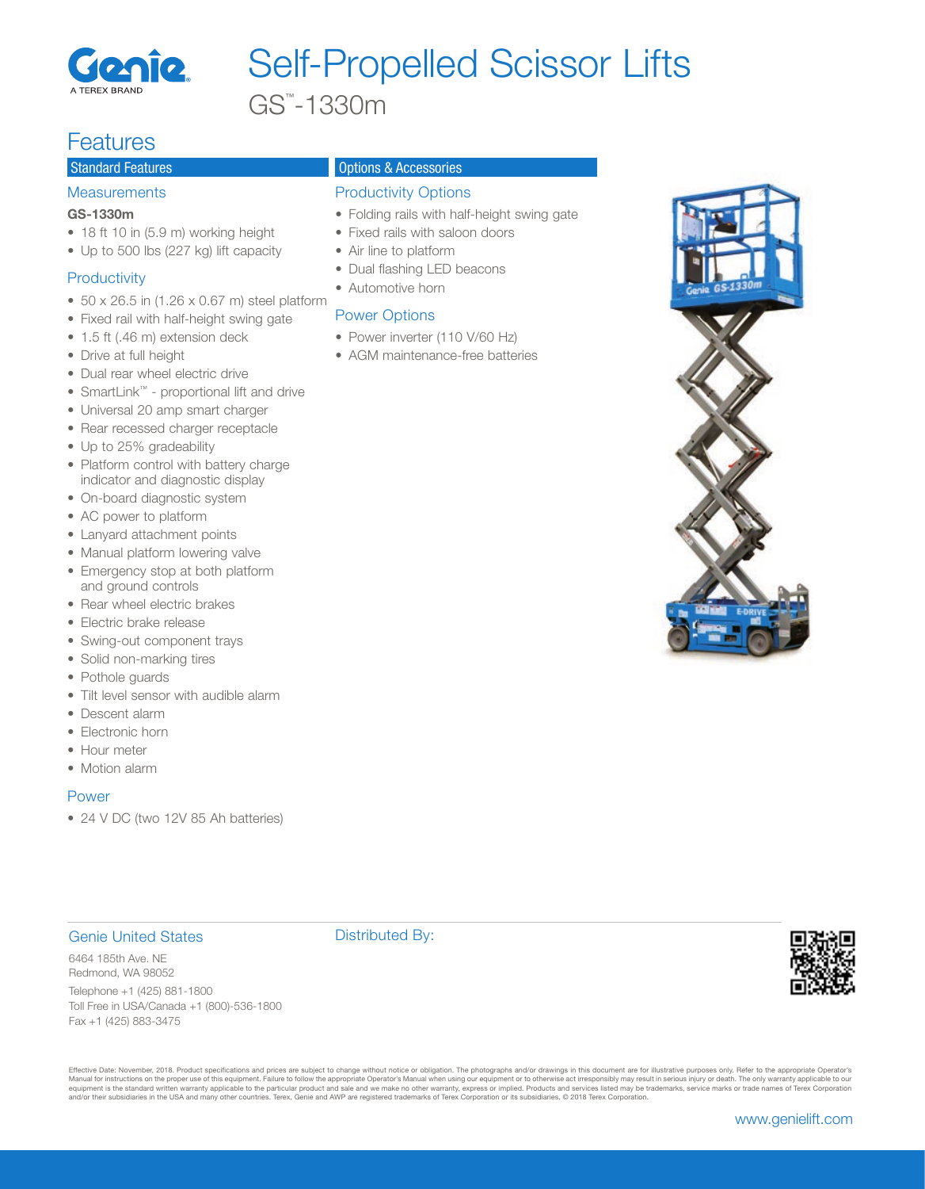# Self-Propelled Scissor Lifts

GS™-1330m

## Features

### Standard Features

#### Measurements

**GS-1330m**

- 18 ft 10 in (5.9 m) working height
- Up to 500 lbs (227 kg) lift capacity

#### Productivity

- 50 x 26.5 in (1.26 x 0.67 m) steel platform
- Fixed rail with half-height swing gate
- 1.5 ft (.46 m) extension deck
- Drive at full height
- Dual rear wheel electric drive
- SmartLink™ - proportional lift and drive
- Universal 20 amp smart charger
- Rear recessed charger receptacle
- Up to 25% gradeability
- Platform control with battery charge indicator and diagnostic display
- On-board diagnostic system
- AC power to platform
- Lanyard attachment points
- Manual platform lowering valve
- Emergency stop at both platform and ground controls
- Rear wheel electric brakes
- Electric brake release
- Swing-out component trays
- Solid non-marking tires
- Pothole guards
- Tilt level sensor with audible alarm
- Descent alarm
- Electronic horn
- Hour meter
- Motion alarm

#### Power

- 24 V DC (two 12V 85 Ah batteries)

### Options & Accessories

#### Productivity Options

- Folding rails with half-height swing gate
- Fixed rails with saloon doors
- Air line to platform
- Dual flashing LED beacons
- Automotive horn

#### Power Options

- Power inverter (110 V/60 Hz)
- AGM maintenance-free batteries

Genie United States

6464 185th Ave. NE
Redmond, WA 98052

Telephone +1 (425) 881-1800
Toll Free in USA/Canada +1 (800)-536-1800
Fax +1 (425) 883-3475

Distributed By:

Effective Date: November, 2018. Product specifications and prices are subject to change without notice or obligation. The photographs and/or drawings in this document are for illustrative purposes only. Refer to the appropriate Operator's Manual for instructions on the proper use of this equipment. Failure to follow the appropriate Operator's Manual when using our equipment or to otherwise act irresponsibly may result in serious injury or death. The only warranty applicable to our equipment is the standard written warranty applicable to the particular product and sale and we make no other warranty, express or implied. Products and services listed may be trademarks, service marks or trade names of Terex Corporation and/or their subsidiaries in the USA and many other countries. Terex, Genie and AWP are registered trademarks of Terex Corporation or its subsidiaries. © 2018 Terex Corporation.

www.genielift.com